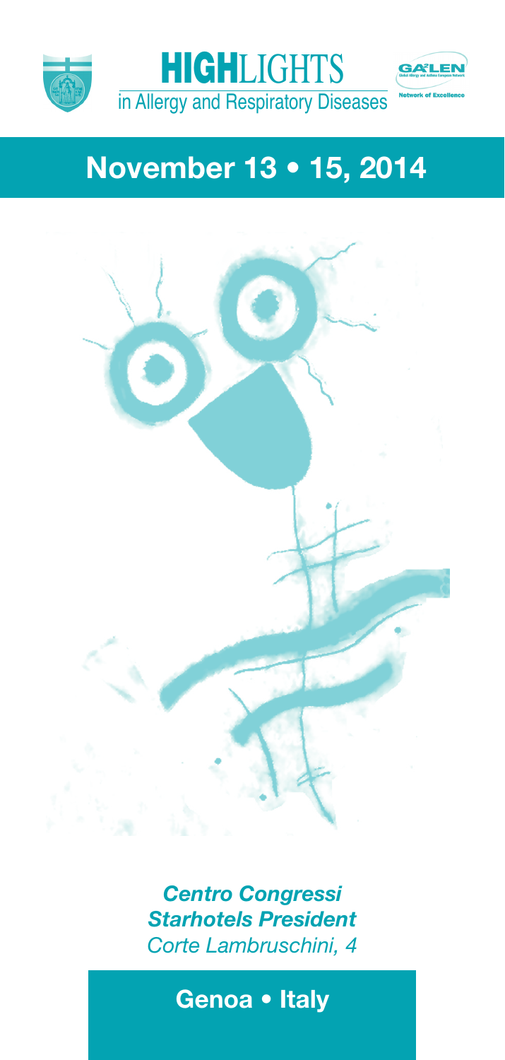# **HIGH**LIGHTS in Allergy and Respiratory Diseases

GA²LEN
Global Allergy and Asthma European Network
Network of Excellence

## November 13 • 15, 2014

***Centro Congressi***
***Starhotels President***
*Corte Lambruschini, 4*

**Genoa • Italy**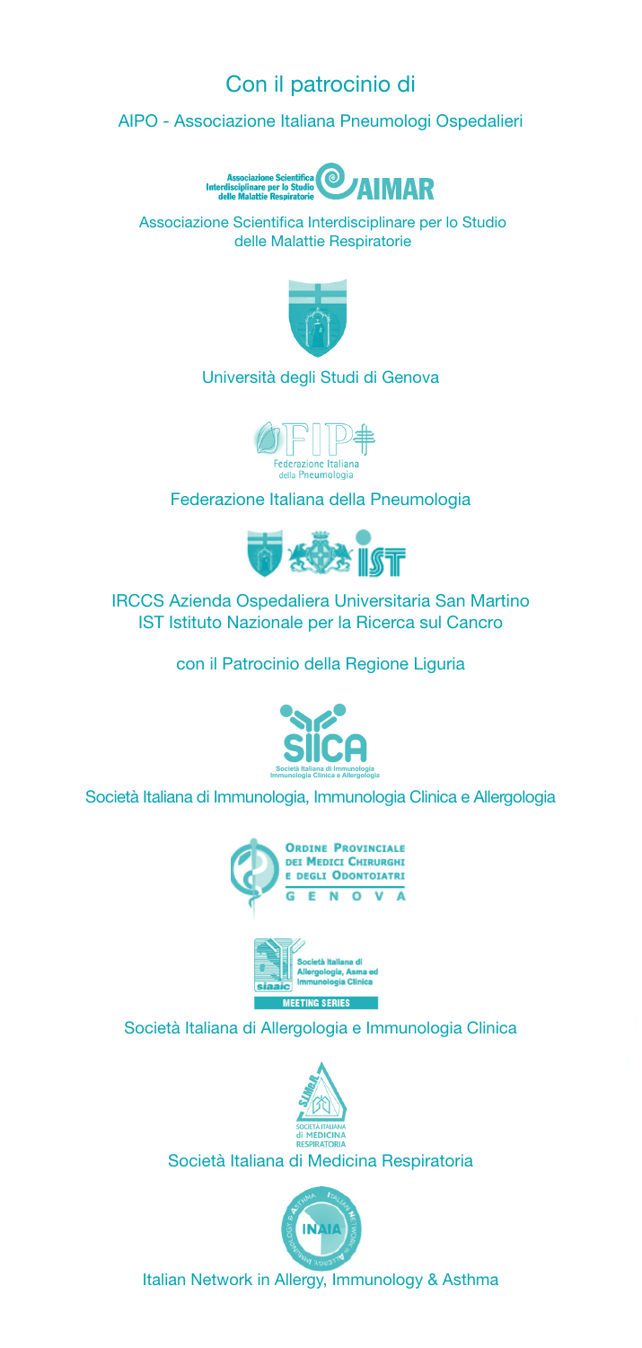## Con il patrocinio di

AIPO - Associazione Italiana Pneumologi Ospedalieri

Associazione Scientifica Interdisciplinare per lo Studio delle Malattie Respiratorie

Università degli Studi di Genova

Federazione Italiana della Pneumologia

IRCCS Azienda Ospedaliera Universitaria San Martino
IST Istituto Nazionale per la Ricerca sul Cancro

con il Patrocinio della Regione Liguria

Società Italiana di Immunologia, Immunologia Clinica e Allergologia

Ordine Provinciale dei Medici Chirurghi e degli Odontoiatri Genova

Società Italiana di Allergologia e Immunologia Clinica

Società Italiana di Medicina Respiratoria

Italian Network in Allergy, Immunology & Asthma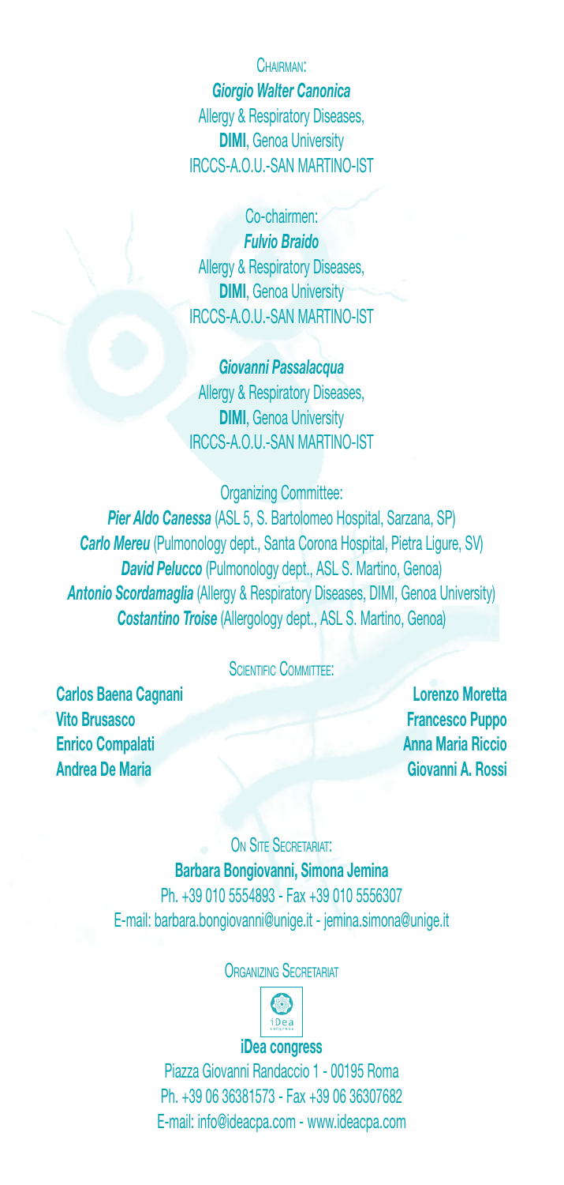Chairman:

***Giorgio Walter Canonica***
Allergy & Respiratory Diseases,
**DIMI**, Genoa University
IRCCS-A.O.U.-SAN MARTINO-IST

Co-chairmen:

***Fulvio Braido***
Allergy & Respiratory Diseases,
**DIMI**, Genoa University
IRCCS-A.O.U.-SAN MARTINO-IST

***Giovanni Passalacqua***
Allergy & Respiratory Diseases,
**DIMI**, Genoa University
IRCCS-A.O.U.-SAN MARTINO-IST

Organizing Committee:

***Pier Aldo Canessa*** (ASL 5, S. Bartolomeo Hospital, Sarzana, SP)
***Carlo Mereu*** (Pulmonology dept., Santa Corona Hospital, Pietra Ligure, SV)
***David Pelucco*** (Pulmonology dept., ASL S. Martino, Genoa)
***Antonio Scordamaglia*** (Allergy & Respiratory Diseases, DIMI, Genoa University)
***Costantino Troise*** (Allergology dept., ASL S. Martino, Genoa)

Scientific Committee:

**Carlos Baena Cagnani**
**Vito Brusasco**
**Enrico Compalati**
**Andrea De Maria**
**Lorenzo Moretta**
**Francesco Puppo**
**Anna Maria Riccio**
**Giovanni A. Rossi**

On Site Secretariat:

**Barbara Bongiovanni, Simona Jemina**
Ph. +39 010 5554893 - Fax +39 010 5556307
E-mail: barbara.bongiovanni@unige.it - jemina.simona@unige.it

Organizing Secretariat

**iDea congress**
Piazza Giovanni Randaccio 1 - 00195 Roma
Ph. +39 06 36381573 - Fax +39 06 36307682
E-mail: info@ideacpa.com - www.ideacpa.com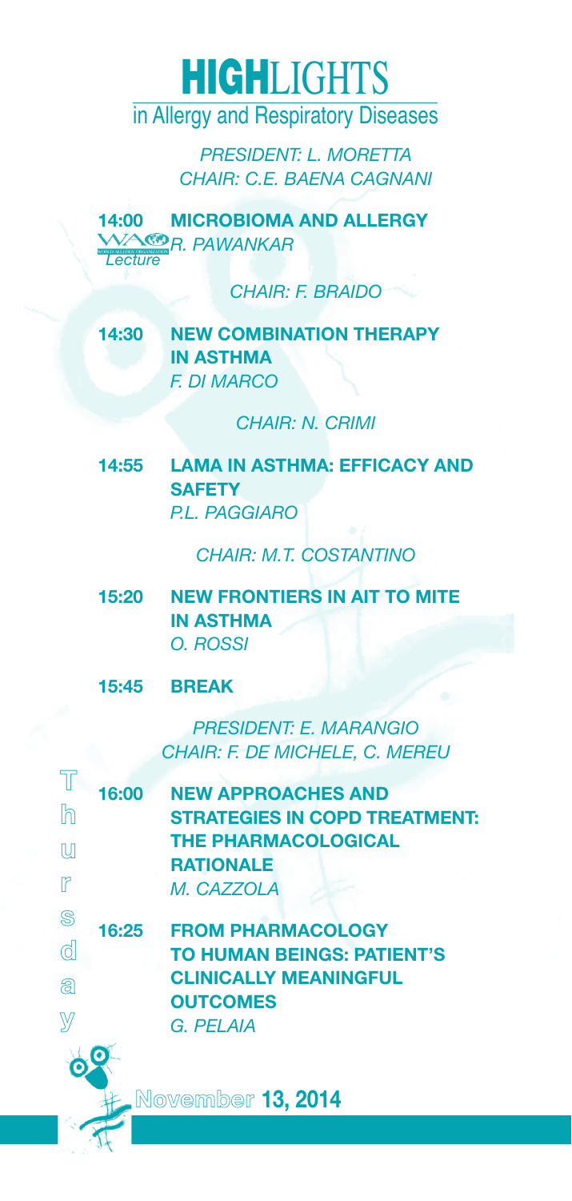# HIGHLIGHTS

## in Allergy and Respiratory Diseases

*PRESIDENT: L. MORETTA*
*CHAIR: C.E. BAENA CAGNANI*

**14:00 MICROBIOMA AND ALLERGY**
WAO *Lecture* *R. PAWANKAR*

*CHAIR: F. BRAIDO*

**14:30 NEW COMBINATION THERAPY IN ASTHMA**
*F. DI MARCO*

*CHAIR: N. CRIMI*

**14:55 LAMA IN ASTHMA: EFFICACY AND SAFETY**
*P.L. PAGGIARO*

*CHAIR: M.T. COSTANTINO*

**15:20 NEW FRONTIERS IN AIT TO MITE IN ASTHMA**
*O. ROSSI*

**15:45 BREAK**

*PRESIDENT: E. MARANGIO*
*CHAIR: F. DE MICHELE, C. MEREU*

**16:00 NEW APPROACHES AND STRATEGIES IN COPD TREATMENT: THE PHARMACOLOGICAL RATIONALE**
*M. CAZZOLA*

**16:25 FROM PHARMACOLOGY TO HUMAN BEINGS: PATIENT'S CLINICALLY MEANINGFUL OUTCOMES**
*G. PELAIA*

Thursday

November **13, 2014**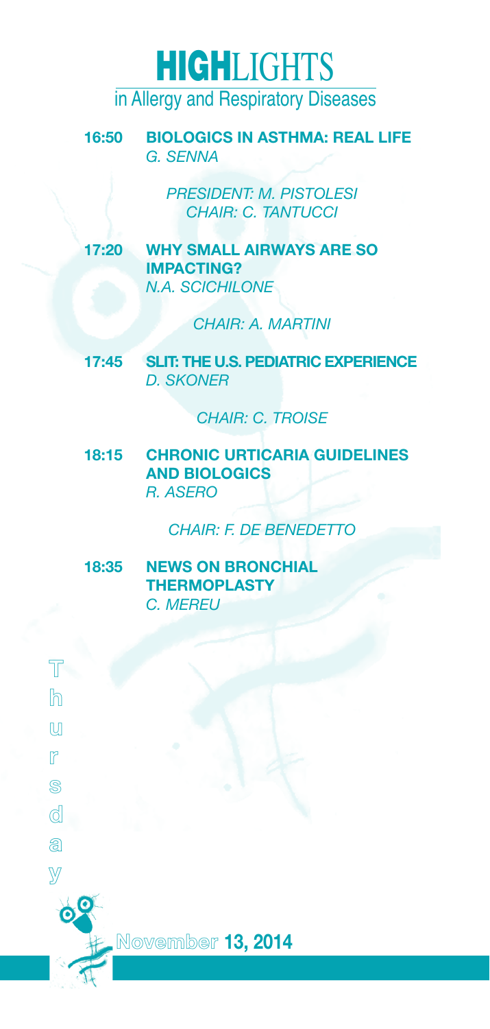**16:50** **BIOLOGICS IN ASTHMA: REAL LIFE**
*G. SENNA*

*PRESIDENT: M. PISTOLESI*
*CHAIR: C. TANTUCCI*

**17:20** **WHY SMALL AIRWAYS ARE SO IMPACTING?**
*N.A. SCICHILONE*

*CHAIR: A. MARTINI*

**17:45** **SLIT: THE U.S. PEDIATRIC EXPERIENCE**
*D. SKONER*

*CHAIR: C. TROISE*

**18:15** **CHRONIC URTICARIA GUIDELINES AND BIOLOGICS**
*R. ASERO*

*CHAIR: F. DE BENEDETTO*

**18:35** **NEWS ON BRONCHIAL THERMOPLASTY**
*C. MEREU*

Thursday

November **13, 2014**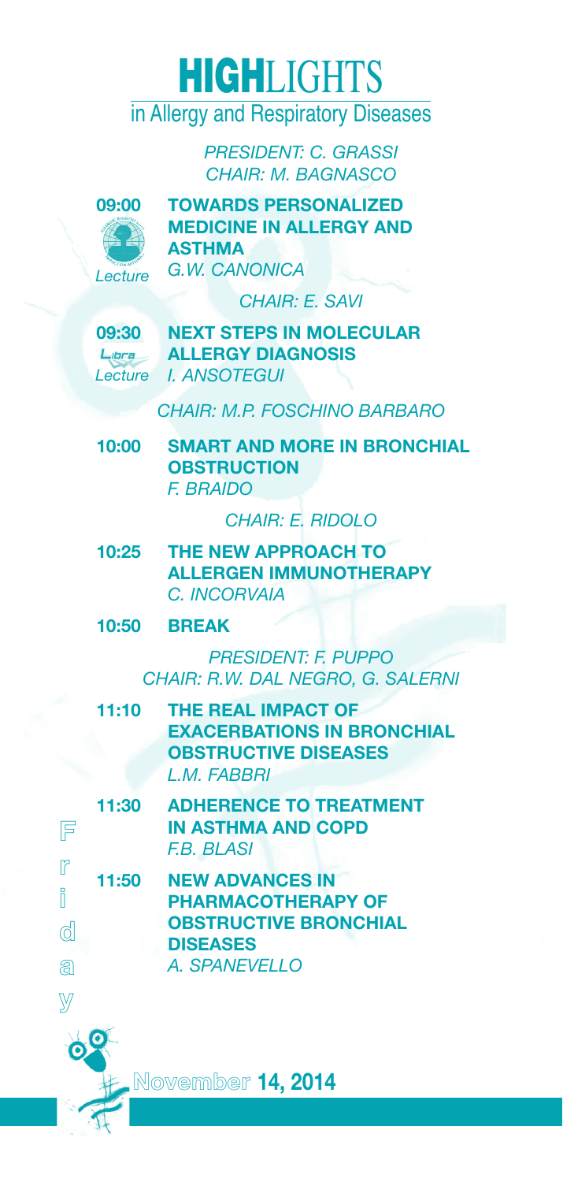# HIGHLIGHTS

## in Allergy and Respiratory Diseases

*PRESIDENT: C. GRASSI*
*CHAIR: M. BAGNASCO*

**09:00** *Lecture* — **TOWARDS PERSONALIZED MEDICINE IN ALLERGY AND ASTHMA**
*G.W. CANONICA*

*CHAIR: E. SAVI*

**09:30** *Libra Lecture* — **NEXT STEPS IN MOLECULAR ALLERGY DIAGNOSIS**
*I. ANSOTEGUI*

*CHAIR: M.P. FOSCHINO BARBARO*

**10:00** — **SMART AND MORE IN BRONCHIAL OBSTRUCTION**
*F. BRAIDO*

*CHAIR: E. RIDOLO*

**10:25** — **THE NEW APPROACH TO ALLERGEN IMMUNOTHERAPY**
*C. INCORVAIA*

**10:50** — **BREAK**

*PRESIDENT: F. PUPPO*
*CHAIR: R.W. DAL NEGRO, G. SALERNI*

**11:10** — **THE REAL IMPACT OF EXACERBATIONS IN BRONCHIAL OBSTRUCTIVE DISEASES**
*L.M. FABBRI*

**11:30** — **ADHERENCE TO TREATMENT IN ASTHMA AND COPD**
*F.B. BLASI*

**11:50** — **NEW ADVANCES IN PHARMACOTHERAPY OF OBSTRUCTIVE BRONCHIAL DISEASES**
*A. SPANEVELLO*

Friday

November **14, 2014**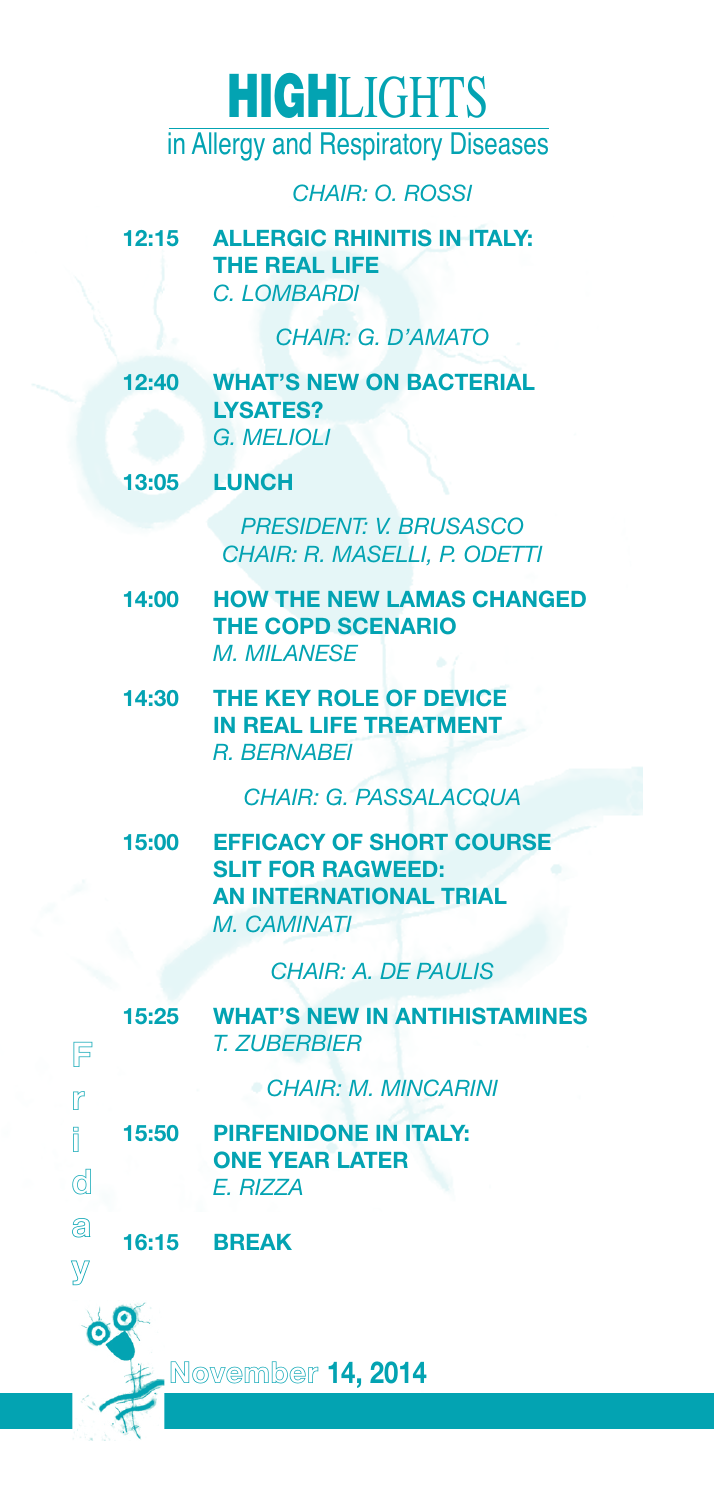# HIGHLIGHTS

in Allergy and Respiratory Diseases

*CHAIR: O. ROSSI*

**12:15 ALLERGIC RHINITIS IN ITALY: THE REAL LIFE**
*C. LOMBARDI*

*CHAIR: G. D'AMATO*

**12:40 WHAT'S NEW ON BACTERIAL LYSATES?**
*G. MELIOLI*

**13:05 LUNCH**

*PRESIDENT: V. BRUSASCO*
*CHAIR: R. MASELLI, P. ODETTI*

**14:00 HOW THE NEW LAMAS CHANGED THE COPD SCENARIO**
*M. MILANESE*

**14:30 THE KEY ROLE OF DEVICE IN REAL LIFE TREATMENT**
*R. BERNABEI*

*CHAIR: G. PASSALACQUA*

**15:00 EFFICACY OF SHORT COURSE SLIT FOR RAGWEED: AN INTERNATIONAL TRIAL**
*M. CAMINATI*

*CHAIR: A. DE PAULIS*

**15:25 WHAT'S NEW IN ANTIHISTAMINES**
*T. ZUBERBIER*

*CHAIR: M. MINCARINI*

**15:50 PIRFENIDONE IN ITALY: ONE YEAR LATER**
*E. RIZZA*

**16:15 BREAK**

Friday

November **14, 2014**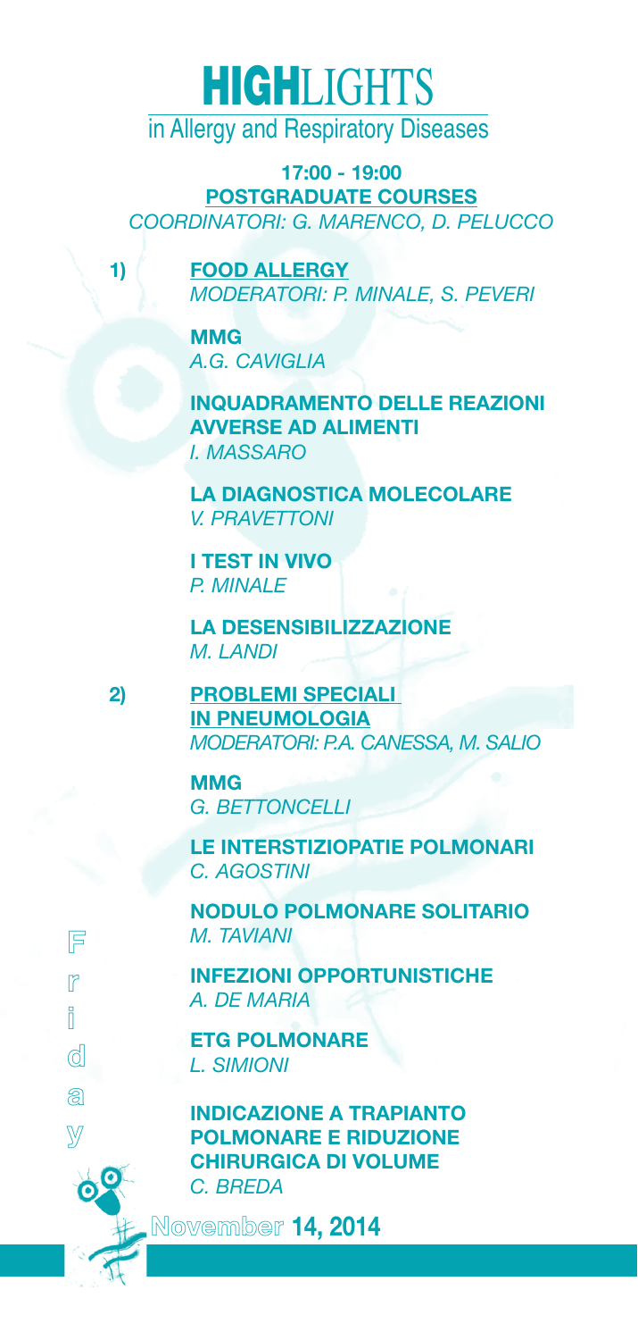# HIGHLIGHTS

in Allergy and Respiratory Diseases

**17:00 - 19:00**

**POSTGRADUATE COURSES**

*COORDINATORI: G. MARENCO, D. PELUCCO*

**1) FOOD ALLERGY**

*MODERATORI: P. MINALE, S. PEVERI*

**MMG**
*A.G. CAVIGLIA*

**INQUADRAMENTO DELLE REAZIONI AVVERSE AD ALIMENTI**
*I. MASSARO*

**LA DIAGNOSTICA MOLECOLARE**
*V. PRAVETTONI*

**I TEST IN VIVO**
*P. MINALE*

**LA DESENSIBILIZZAZIONE**
*M. LANDI*

**2) PROBLEMI SPECIALI IN PNEUMOLOGIA**

*MODERATORI: P.A. CANESSA, M. SALIO*

**MMG**
*G. BETTONCELLI*

**LE INTERSTIZIOPATIE POLMONARI**
*C. AGOSTINI*

**NODULO POLMONARE SOLITARIO**
*M. TAVIANI*

**INFEZIONI OPPORTUNISTICHE**
*A. DE MARIA*

**ETG POLMONARE**
*L. SIMIONI*

**INDICAZIONE A TRAPIANTO POLMONARE E RIDUZIONE CHIRURGICA DI VOLUME**
*C. BREDA*

Friday November 14, 2014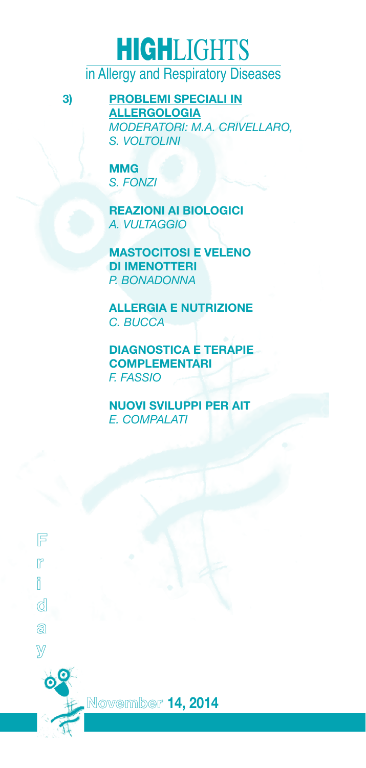3) **PROBLEMI SPECIALI IN ALLERGOLOGIA**
*MODERATORI: M.A. CRIVELLARO, S. VOLTOLINI*

**MMG**
*S. FONZI*

**REAZIONI AI BIOLOGICI**
*A. VULTAGGIO*

**MASTOCITOSI E VELENO DI IMENOTTERI**
*P. BONADONNA*

**ALLERGIA E NUTRIZIONE**
*C. BUCCA*

**DIAGNOSTICA E TERAPIE COMPLEMENTARI**
*F. FASSIO*

**NUOVI SVILUPPI PER AIT**
*E. COMPALATI*

Friday

November **14, 2014**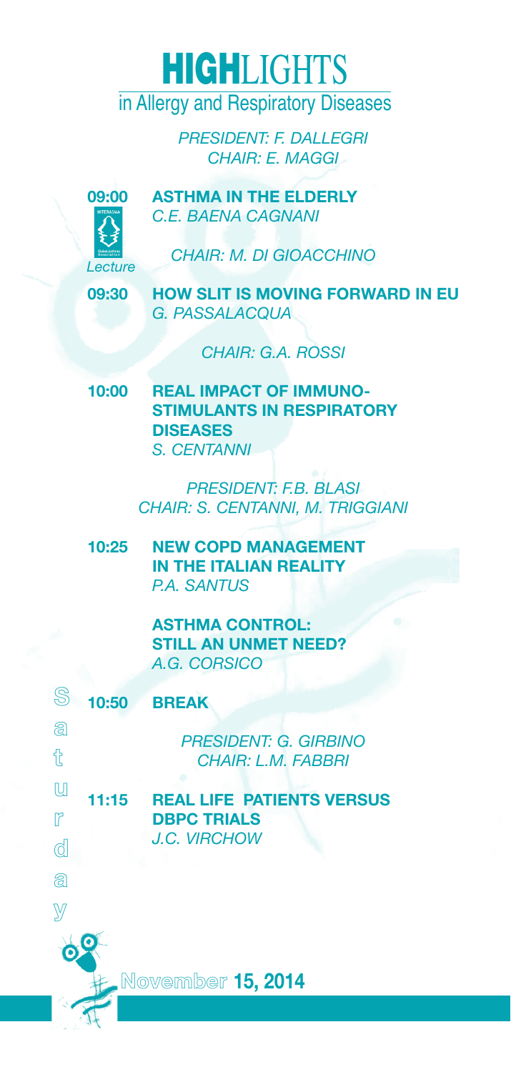# HIGHLIGHTS in Allergy and Respiratory Diseases

*PRESIDENT: F. DALLEGRI*
*CHAIR: E. MAGGI*

**09:00** **ASTHMA IN THE ELDERLY**
*C.E. BAENA CAGNANI*

*Lecture*

*CHAIR: M. DI GIOACCHINO*

**09:30** **HOW SLIT IS MOVING FORWARD IN EU**
*G. PASSALACQUA*

*CHAIR: G.A. ROSSI*

**10:00** **REAL IMPACT OF IMMUNO-STIMULANTS IN RESPIRATORY DISEASES**
*S. CENTANNI*

*PRESIDENT: F.B. BLASI*
*CHAIR: S. CENTANNI, M. TRIGGIANI*

**10:25** **NEW COPD MANAGEMENT IN THE ITALIAN REALITY**
*P.A. SANTUS*

**ASTHMA CONTROL: STILL AN UNMET NEED?**
*A.G. CORSICO*

**10:50** **BREAK**

*PRESIDENT: G. GIRBINO*
*CHAIR: L.M. FABBRI*

**11:15** **REAL LIFE PATIENTS VERSUS DBPC TRIALS**
*J.C. VIRCHOW*

Saturday

November **15, 2014**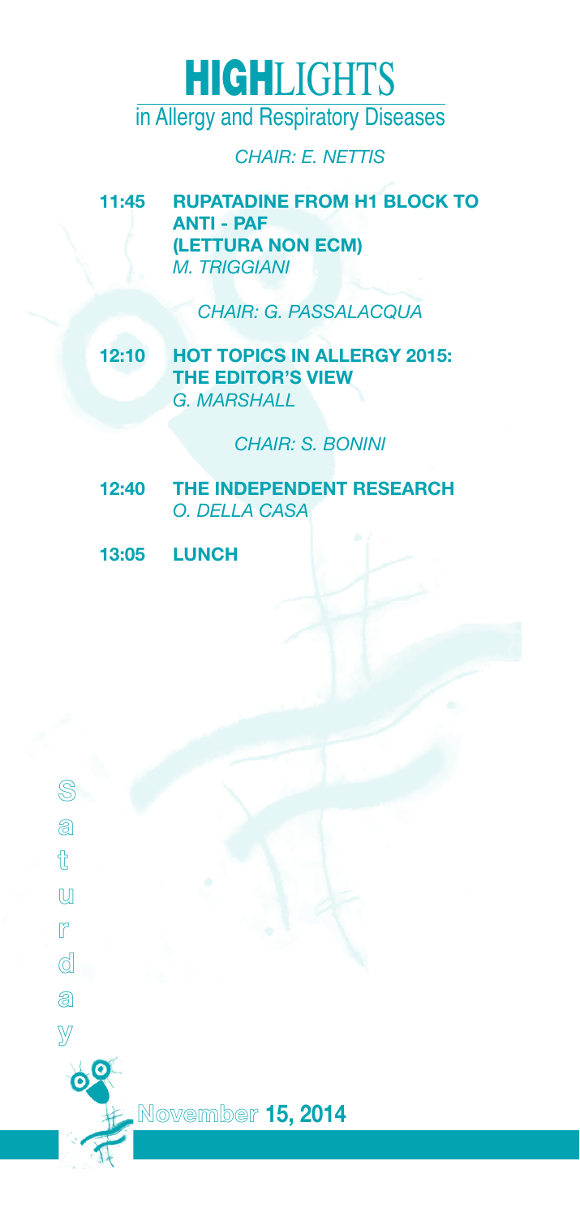# HIGHLIGHTS

## in Allergy and Respiratory Diseases

*CHAIR: E. NETTIS*

**11:45 RUPATADINE FROM H1 BLOCK TO ANTI - PAF (LETTURA NON ECM)**
*M. TRIGGIANI*

*CHAIR: G. PASSALACQUA*

**12:10 HOT TOPICS IN ALLERGY 2015: THE EDITOR'S VIEW**
*G. MARSHALL*

*CHAIR: S. BONINI*

**12:40 THE INDEPENDENT RESEARCH**
*O. DELLA CASA*

**13:05 LUNCH**

Saturday

November **15, 2014**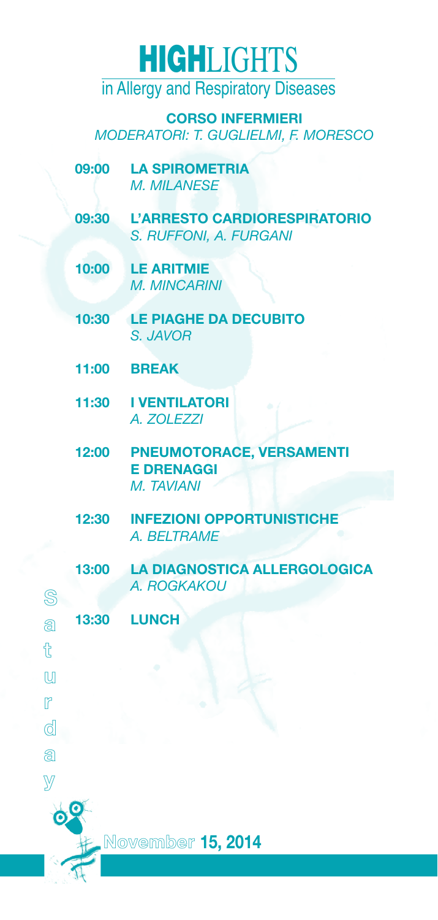# HIGHLIGHTS

in Allergy and Respiratory Diseases

## CORSO INFERMIERI

*MODERATORI: T. GUGLIELMI, F. MORESCO*

**09:00 LA SPIROMETRIA**
*M. MILANESE*

**09:30 L'ARRESTO CARDIORESPIRATORIO**
*S. RUFFONI, A. FURGANI*

**10:00 LE ARITMIE**
*M. MINCARINI*

**10:30 LE PIAGHE DA DECUBITO**
*S. JAVOR*

**11:00 BREAK**

**11:30 I VENTILATORI**
*A. ZOLEZZI*

**12:00 PNEUMOTORACE, VERSAMENTI E DRENAGGI**
*M. TAVIANI*

**12:30 INFEZIONI OPPORTUNISTICHE**
*A. BELTRAME*

**13:00 LA DIAGNOSTICA ALLERGOLOGICA**
*A. ROGKAKOU*

**13:30 LUNCH**

Saturday

November **15, 2014**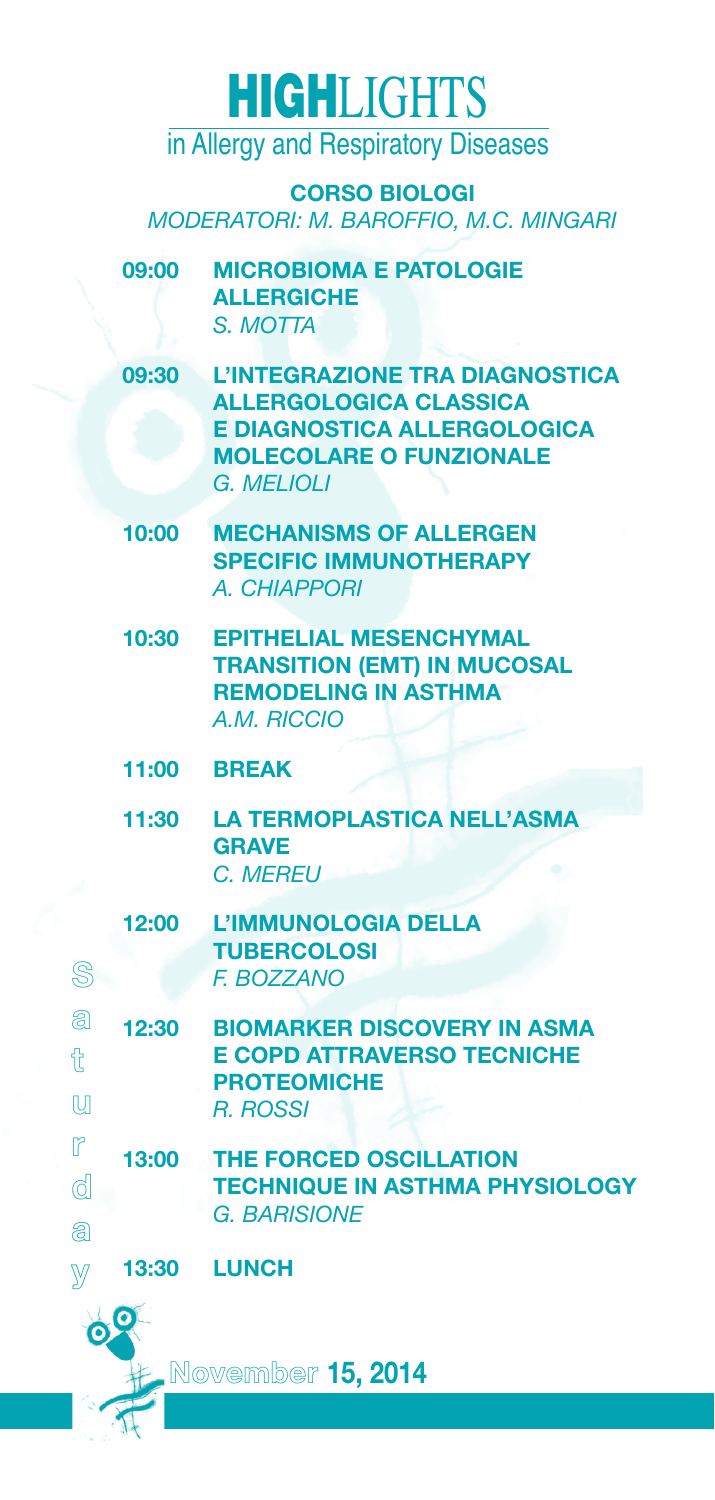# HIGHLIGHTS

in Allergy and Respiratory Diseases

## CORSO BIOLOGI

*MODERATORI: M. BAROFFIO, M.C. MINGARI*

**09:00** **MICROBIOMA E PATOLOGIE ALLERGICHE**
*S. MOTTA*

**09:30** **L'INTEGRAZIONE TRA DIAGNOSTICA ALLERGOLOGICA CLASSICA E DIAGNOSTICA ALLERGOLOGICA MOLECOLARE O FUNZIONALE**
*G. MELIOLI*

**10:00** **MECHANISMS OF ALLERGEN SPECIFIC IMMUNOTHERAPY**
*A. CHIAPPORI*

**10:30** **EPITHELIAL MESENCHYMAL TRANSITION (EMT) IN MUCOSAL REMODELING IN ASTHMA**
*A.M. RICCIO*

**11:00** **BREAK**

**11:30** **LA TERMOPLASTICA NELL'ASMA GRAVE**
*C. MEREU*

**12:00** **L'IMMUNOLOGIA DELLA TUBERCOLOSI**
*F. BOZZANO*

**12:30** **BIOMARKER DISCOVERY IN ASMA E COPD ATTRAVERSO TECNICHE PROTEOMICHE**
*R. ROSSI*

**13:00** **THE FORCED OSCILLATION TECHNIQUE IN ASTHMA PHYSIOLOGY**
*G. BARISIONE*

**13:30** **LUNCH**

Saturday

November **15, 2014**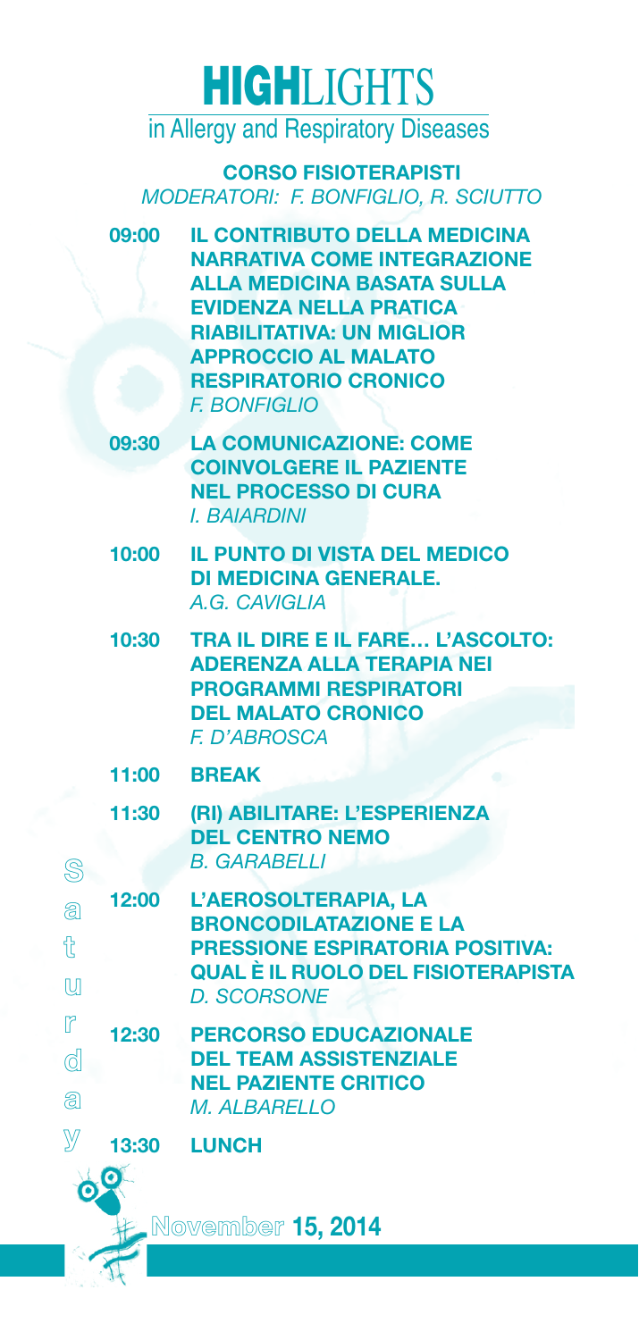# HIGHLIGHTS

in Allergy and Respiratory Diseases

## CORSO FISIOTERAPISTI

*MODERATORI: F. BONFIGLIO, R. SCIUTTO*

| | |
|---|---|
| **09:00** | **IL CONTRIBUTO DELLA MEDICINA NARRATIVA COME INTEGRAZIONE ALLA MEDICINA BASATA SULLA EVIDENZA NELLA PRATICA RIABILITATIVA: UN MIGLIOR APPROCCIO AL MALATO RESPIRATORIO CRONICO** *F. BONFIGLIO* |
| **09:30** | **LA COMUNICAZIONE: COME COINVOLGERE IL PAZIENTE NEL PROCESSO DI CURA** *I. BAIARDINI* |
| **10:00** | **IL PUNTO DI VISTA DEL MEDICO DI MEDICINA GENERALE.** *A.G. CAVIGLIA* |
| **10:30** | **TRA IL DIRE E IL FARE… L'ASCOLTO: ADERENZA ALLA TERAPIA NEI PROGRAMMI RESPIRATORI DEL MALATO CRONICO** *F. D'ABROSCA* |
| **11:00** | **BREAK** |
| **11:30** | **(RI) ABILITARE: L'ESPERIENZA DEL CENTRO NEMO** *B. GARABELLI* |
| **12:00** | **L'AEROSOLTERAPIA, LA BRONCODILATAZIONE E LA PRESSIONE ESPIRATORIA POSITIVA: QUAL È IL RUOLO DEL FISIOTERAPISTA** *D. SCORSONE* |
| **12:30** | **PERCORSO EDUCAZIONALE DEL TEAM ASSISTENZIALE NEL PAZIENTE CRITICO** *M. ALBARELLO* |
| **13:30** | **LUNCH** |

Saturday

November **15, 2014**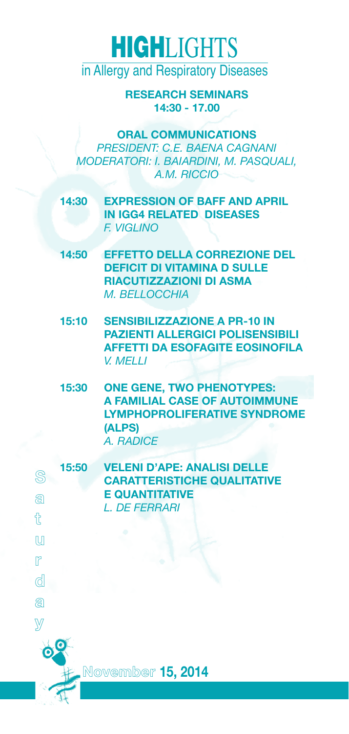# HIGHLIGHTS

in Allergy and Respiratory Diseases

## RESEARCH SEMINARS
**14:30 - 17.00**

### ORAL COMMUNICATIONS

*PRESIDENT: C.E. BAENA CAGNANI*
*MODERATORI: I. BAIARDINI, M. PASQUALI, A.M. RICCIO*

**14:30 EXPRESSION OF BAFF AND APRIL IN IGG4 RELATED DISEASES**
*F. VIGLINO*

**14:50 EFFETTO DELLA CORREZIONE DEL DEFICIT DI VITAMINA D SULLE RIACUTIZZAZIONI DI ASMA**
*M. BELLOCCHIA*

**15:10 SENSIBILIZZAZIONE A PR-10 IN PAZIENTI ALLERGICI POLISENSIBILI AFFETTI DA ESOFAGITE EOSINOFILA**
*V. MELLI*

**15:30 ONE GENE, TWO PHENOTYPES: A FAMILIAL CASE OF AUTOIMMUNE LYMPHOPROLIFERATIVE SYNDROME (ALPS)**
*A. RADICE*

**15:50 VELENI D'APE: ANALISI DELLE CARATTERISTICHE QUALITATIVE E QUANTITATIVE**
*L. DE FERRARI*

Saturday

November **15, 2014**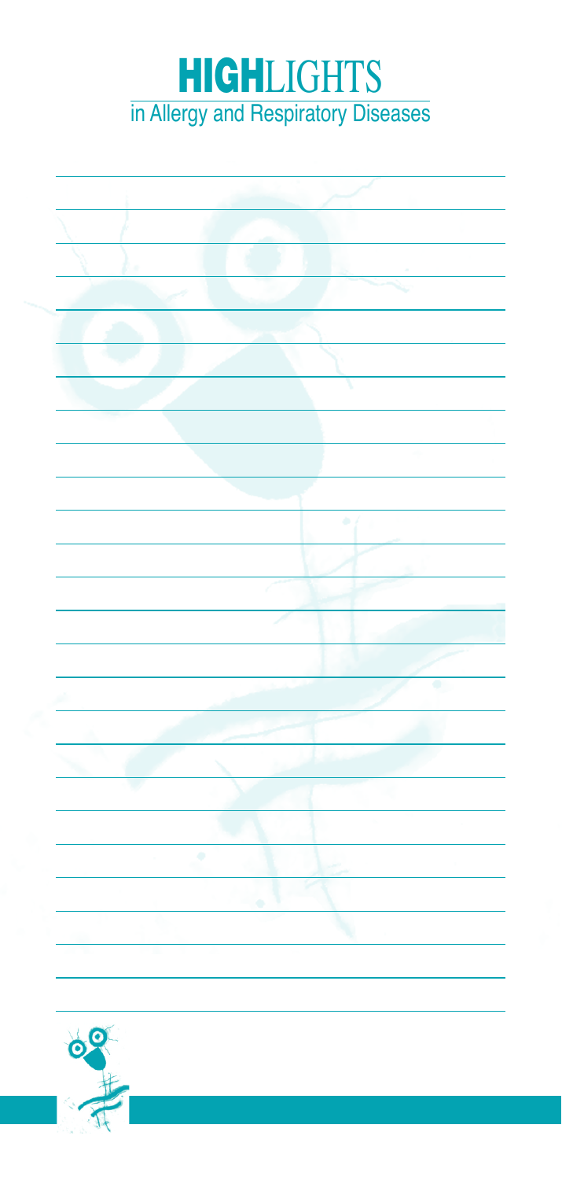# HIGHLIGHTS in Allergy and Respiratory Diseases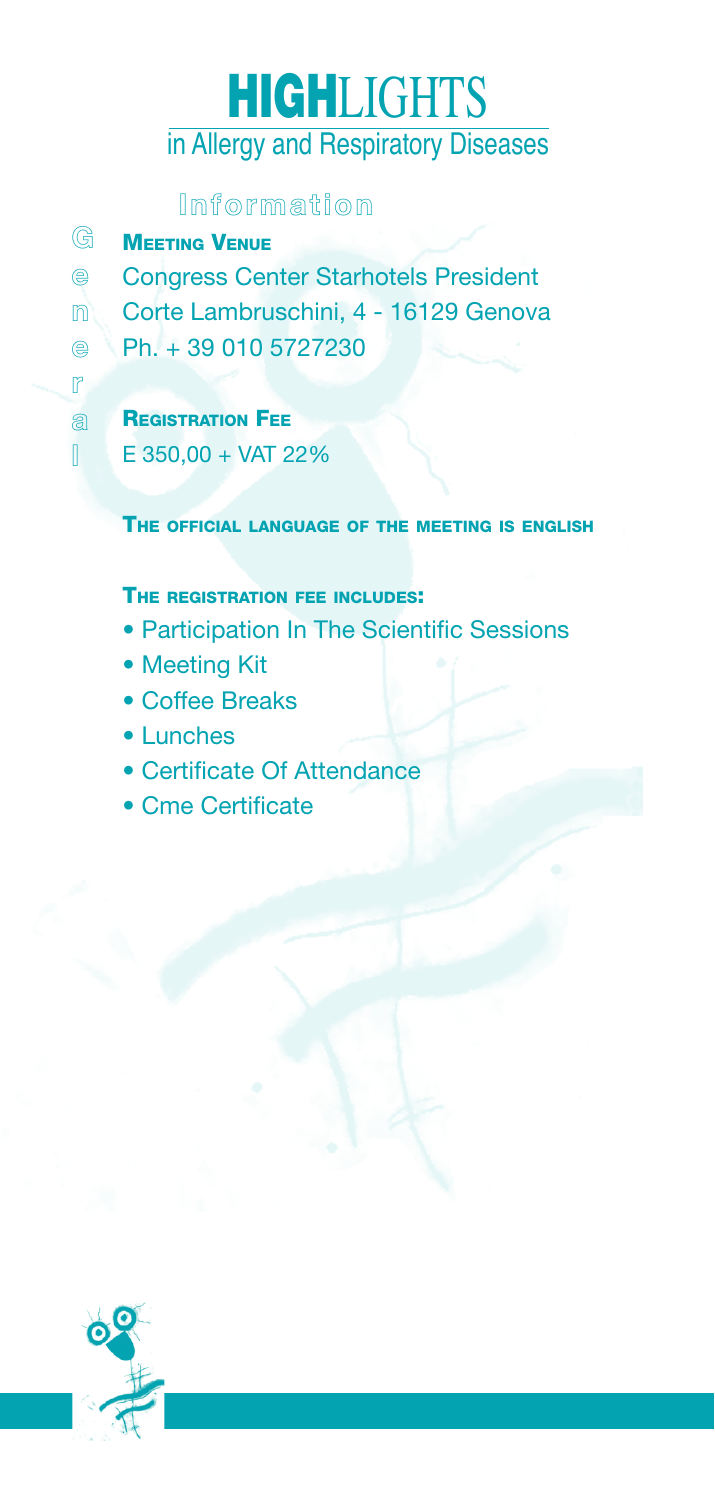# HIGHLIGHTS in Allergy and Respiratory Diseases

## Information

General

**MEETING VENUE**

Congress Center Starhotels President
Corte Lambruschini, 4 - 16129 Genova
Ph. + 39 010 5727230

**REGISTRATION FEE**

E 350,00 + VAT 22%

**THE OFFICIAL LANGUAGE OF THE MEETING IS ENGLISH**

**THE REGISTRATION FEE INCLUDES:**

- Participation In The Scientific Sessions
- Meeting Kit
- Coffee Breaks
- Lunches
- Certificate Of Attendance
- Cme Certificate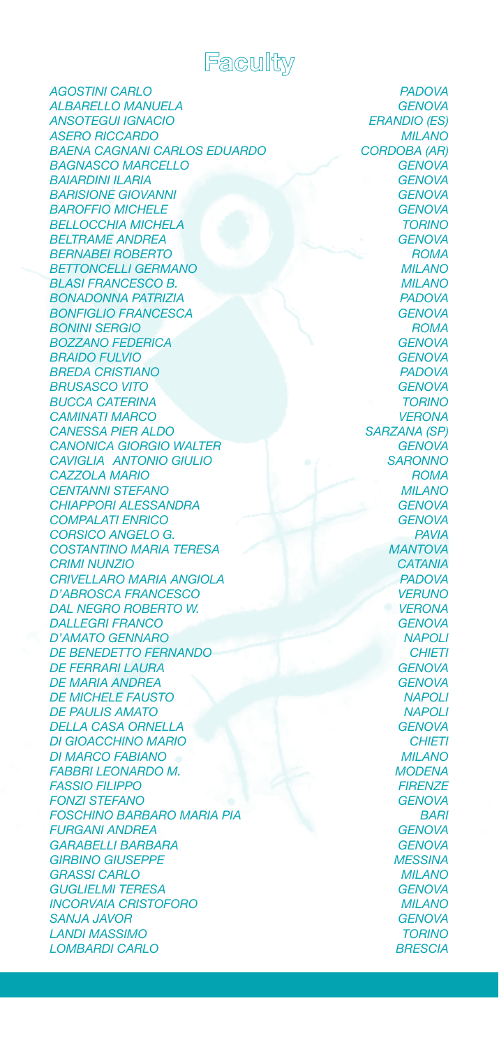# Faculty

| | |
|---|---|
| *AGOSTINI CARLO* | *PADOVA* |
| *ALBARELLO MANUELA* | *GENOVA* |
| *ANSOTEGUI IGNACIO* | *ERANDIO (ES)* |
| *ASERO RICCARDO* | *MILANO* |
| *BAENA CAGNANI CARLOS EDUARDO* | *CORDOBA (AR)* |
| *BAGNASCO MARCELLO* | *GENOVA* |
| *BAIARDINI ILARIA* | *GENOVA* |
| *BARISIONE GIOVANNI* | *GENOVA* |
| *BAROFFIO MICHELE* | *GENOVA* |
| *BELLOCCHIA MICHELA* | *TORINO* |
| *BELTRAME ANDREA* | *GENOVA* |
| *BERNABEI ROBERTO* | *ROMA* |
| *BETTONCELLI GERMANO* | *MILANO* |
| *BLASI FRANCESCO B.* | *MILANO* |
| *BONADONNA PATRIZIA* | *PADOVA* |
| *BONFIGLIO FRANCESCA* | *GENOVA* |
| *BONINI SERGIO* | *ROMA* |
| *BOZZANO FEDERICA* | *GENOVA* |
| *BRAIDO FULVIO* | *GENOVA* |
| *BREDA CRISTIANO* | *PADOVA* |
| *BRUSASCO VITO* | *GENOVA* |
| *BUCCA CATERINA* | *TORINO* |
| *CAMINATI MARCO* | *VERONA* |
| *CANESSA PIER ALDO* | *SARZANA (SP)* |
| *CANONICA GIORGIO WALTER* | *GENOVA* |
| *CAVIGLIA ANTONIO GIULIO* | *SARONNO* |
| *CAZZOLA MARIO* | *ROMA* |
| *CENTANNI STEFANO* | *MILANO* |
| *CHIAPPORI ALESSANDRA* | *GENOVA* |
| *COMPALATI ENRICO* | *GENOVA* |
| *CORSICO ANGELO G.* | *PAVIA* |
| *COSTANTINO MARIA TERESA* | *MANTOVA* |
| *CRIMI NUNZIO* | *CATANIA* |
| *CRIVELLARO MARIA ANGIOLA* | *PADOVA* |
| *D'ABROSCA FRANCESCO* | *VERUNO* |
| *DAL NEGRO ROBERTO W.* | *VERONA* |
| *DALLEGRI FRANCO* | *GENOVA* |
| *D'AMATO GENNARO* | *NAPOLI* |
| *DE BENEDETTO FERNANDO* | *CHIETI* |
| *DE FERRARI LAURA* | *GENOVA* |
| *DE MARIA ANDREA* | *GENOVA* |
| *DE MICHELE FAUSTO* | *NAPOLI* |
| *DE PAULIS AMATO* | *NAPOLI* |
| *DELLA CASA ORNELLA* | *GENOVA* |
| *DI GIOACCHINO MARIO* | *CHIETI* |
| *DI MARCO FABIANO* | *MILANO* |
| *FABBRI LEONARDO M.* | *MODENA* |
| *FASSIO FILIPPO* | *FIRENZE* |
| *FONZI STEFANO* | *GENOVA* |
| *FOSCHINO BARBARO MARIA PIA* | *BARI* |
| *FURGANI ANDREA* | *GENOVA* |
| *GARABELLI BARBARA* | *GENOVA* |
| *GIRBINO GIUSEPPE* | *MESSINA* |
| *GRASSI CARLO* | *MILANO* |
| *GUGLIELMI TERESA* | *GENOVA* |
| *INCORVAIA CRISTOFORO* | *MILANO* |
| *SANJA JAVOR* | *GENOVA* |
| *LANDI MASSIMO* | *TORINO* |
| *LOMBARDI CARLO* | *BRESCIA* |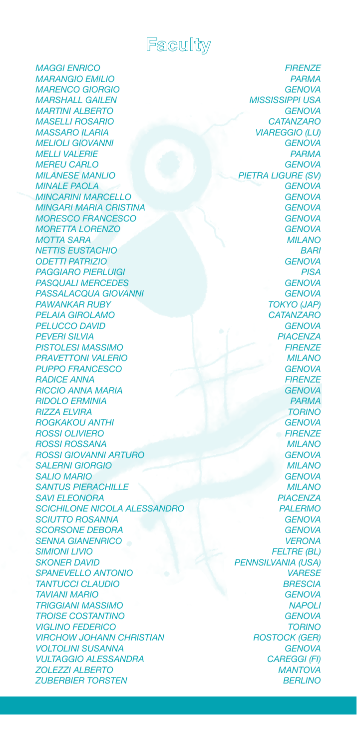# Faculty

| | |
|---|---|
| *MAGGI ENRICO* | *FIRENZE* |
| *MARANGIO EMILIO* | *PARMA* |
| *MARENCO GIORGIO* | *GENOVA* |
| *MARSHALL GAILEN* | *MISSISSIPPI USA* |
| *MARTINI ALBERTO* | *GENOVA* |
| *MASELLI ROSARIO* | *CATANZARO* |
| *MASSARO ILARIA* | *VIAREGGIO (LU)* |
| *MELIOLI GIOVANNI* | *GENOVA* |
| *MELLI VALERIE* | *PARMA* |
| *MEREU CARLO* | *GENOVA* |
| *MILANESE MANLIO* | *PIETRA LIGURE (SV)* |
| *MINALE PAOLA* | *GENOVA* |
| *MINCARINI MARCELLO* | *GENOVA* |
| *MINGARI MARIA CRISTINA* | *GENOVA* |
| *MORESCO FRANCESCO* | *GENOVA* |
| *MORETTA LORENZO* | *GENOVA* |
| *MOTTA SARA* | *MILANO* |
| *NETTIS EUSTACHIO* | *BARI* |
| *ODETTI PATRIZIO* | *GENOVA* |
| *PAGGIARO PIERLUIGI* | *PISA* |
| *PASQUALI MERCEDES* | *GENOVA* |
| *PASSALACQUA GIOVANNI* | *GENOVA* |
| *PAWANKAR RUBY* | *TOKYO (JAP)* |
| *PELAIA GIROLAMO* | *CATANZARO* |
| *PELUCCO DAVID* | *GENOVA* |
| *PEVERI SILVIA* | *PIACENZA* |
| *PISTOLESI MASSIMO* | *FIRENZE* |
| *PRAVETTONI VALERIO* | *MILANO* |
| *PUPPO FRANCESCO* | *GENOVA* |
| *RADICE ANNA* | *FIRENZE* |
| *RICCIO ANNA MARIA* | *GENOVA* |
| *RIDOLO ERMINIA* | *PARMA* |
| *RIZZA ELVIRA* | *TORINO* |
| *ROGKAKOU ANTHI* | *GENOVA* |
| *ROSSI OLIVIERO* | *FIRENZE* |
| *ROSSI ROSSANA* | *MILANO* |
| *ROSSI GIOVANNI ARTURO* | *GENOVA* |
| *SALERNI GIORGIO* | *MILANO* |
| *SALIO MARIO* | *GENOVA* |
| *SANTUS PIERACHILLE* | *MILANO* |
| *SAVI ELEONORA* | *PIACENZA* |
| *SCICHILONE NICOLA ALESSANDRO* | *PALERMO* |
| *SCIUTTO ROSANNA* | *GENOVA* |
| *SCORSONE DEBORA* | *GENOVA* |
| *SENNA GIANENRICO* | *VERONA* |
| *SIMIONI LIVIO* | *FELTRE (BL)* |
| *SKONER DAVID* | *PENNSILVANIA (USA)* |
| *SPANEVELLO ANTONIO* | *VARESE* |
| *TANTUCCI CLAUDIO* | *BRESCIA* |
| *TAVIANI MARIO* | *GENOVA* |
| *TRIGGIANI MASSIMO* | *NAPOLI* |
| *TROISE COSTANTINO* | *GENOVA* |
| *VIGLINO FEDERICO* | *TORINO* |
| *VIRCHOW JOHANN CHRISTIAN* | *ROSTOCK (GER)* |
| *VOLTOLINI SUSANNA* | *GENOVA* |
| *VULTAGGIO ALESSANDRA* | *CAREGGI (FI)* |
| *ZOLEZZI ALBERTO* | *MANTOVA* |
| *ZUBERBIER TORSTEN* | *BERLINO* |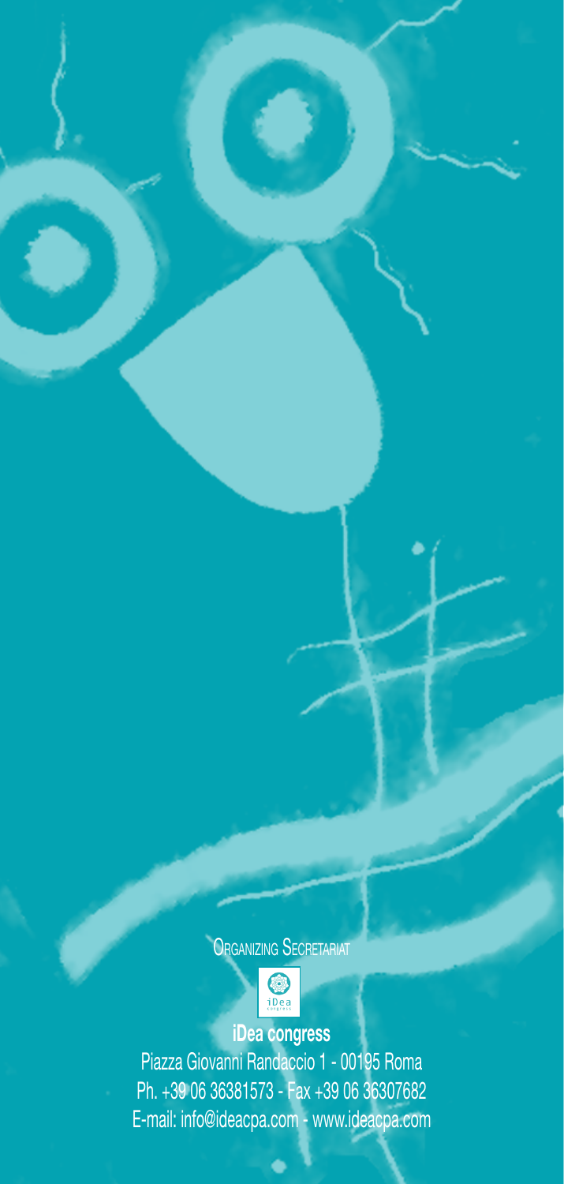Organizing Secretariat

**iDea congress**

Piazza Giovanni Randaccio 1 - 00195 Roma

Ph. +39 06 36381573 - Fax +39 06 36307682

E-mail: info@ideacpa.com - www.ideacpa.com